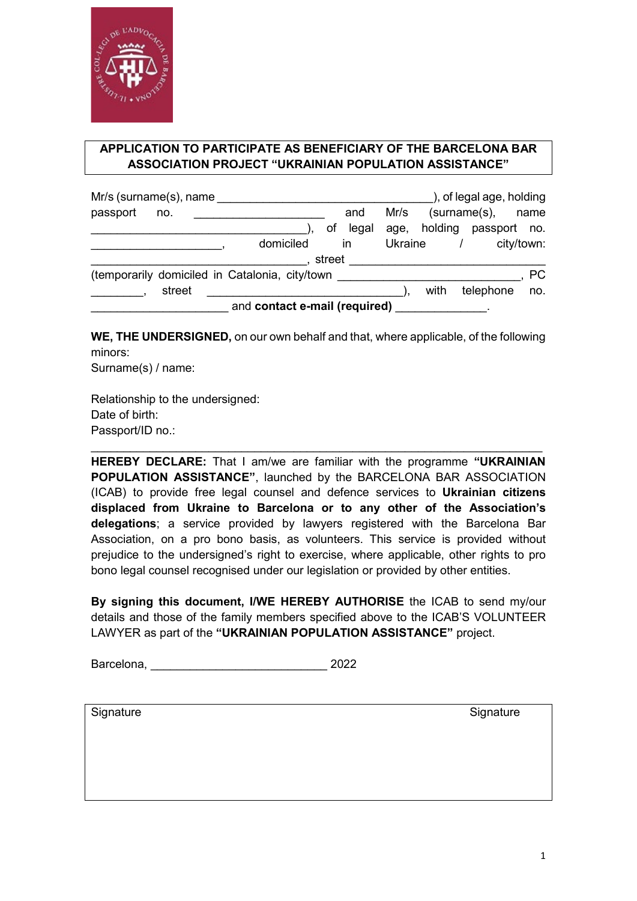**APPLICATION TO PARTICIPATE AS BENEFICIARY OF THE BARCELONA BAR ASSOCIATION PROJECT "UKRAINIAN POPULATION ASSISTANCE"**

Mr/s (surname(s), name _________________________________), of legal age, holding passport no. ____________________ and Mr/s (surname(s), name _________________________________), of legal age, holding passport no. ____________________, domiciled in Ukraine / city/town: _________________________________, street ______________________________ (temporarily domiciled in Catalonia, city/town ____________________________, PC ________, street ______________________________), with telephone no. ____________________ and **contact e-mail (required)** _____________.

**WE, THE UNDERSIGNED,** on our own behalf and that, where applicable, of the following minors:

Surname(s) / name:

Relationship to the undersigned:

Date of birth:

Passport/ID no.:

_____________________________________________________________________

**HEREBY DECLARE:** That I am/we are familiar with the programme **"UKRAINIAN POPULATION ASSISTANCE"**, launched by the BARCELONA BAR ASSOCIATION (ICAB) to provide free legal counsel and defence services to **Ukrainian citizens displaced from Ukraine to Barcelona or to any other of the Association's delegations**; a service provided by lawyers registered with the Barcelona Bar Association, on a pro bono basis, as volunteers. This service is provided without prejudice to the undersigned's right to exercise, where applicable, other rights to pro bono legal counsel recognised under our legislation or provided by other entities.

**By signing this document, I/WE HEREBY AUTHORISE** the ICAB to send my/our details and those of the family members specified above to the ICAB'S VOLUNTEER LAWYER as part of the **"UKRAINIAN POPULATION ASSISTANCE"** project.

Barcelona, ___________________________ 2022

| Signature | Signature |
| --- | --- |
| | |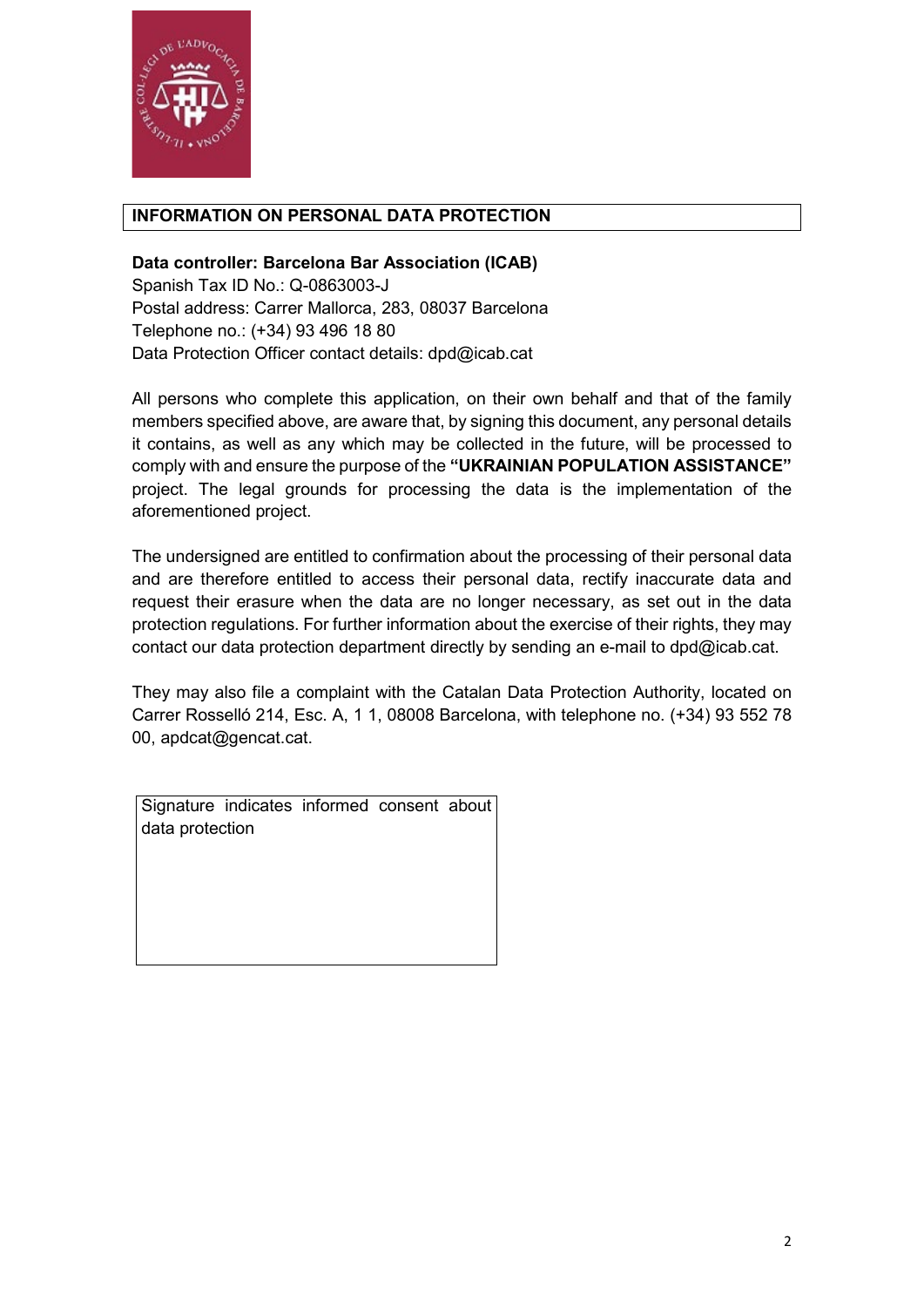## INFORMATION ON PERSONAL DATA PROTECTION

**Data controller: Barcelona Bar Association (ICAB)**
Spanish Tax ID No.: Q-0863003-J
Postal address: Carrer Mallorca, 283, 08037 Barcelona
Telephone no.: (+34) 93 496 18 80
Data Protection Officer contact details: dpd@icab.cat

All persons who complete this application, on their own behalf and that of the family members specified above, are aware that, by signing this document, any personal details it contains, as well as any which may be collected in the future, will be processed to comply with and ensure the purpose of the **"UKRAINIAN POPULATION ASSISTANCE"** project. The legal grounds for processing the data is the implementation of the aforementioned project.

The undersigned are entitled to confirmation about the processing of their personal data and are therefore entitled to access their personal data, rectify inaccurate data and request their erasure when the data are no longer necessary, as set out in the data protection regulations. For further information about the exercise of their rights, they may contact our data protection department directly by sending an e-mail to dpd@icab.cat.

They may also file a complaint with the Catalan Data Protection Authority, located on Carrer Rosselló 214, Esc. A, 1 1, 08008 Barcelona, with telephone no. (+34) 93 552 78 00, apdcat@gencat.cat.

| Signature indicates informed consent about data protection |
|---|
| |